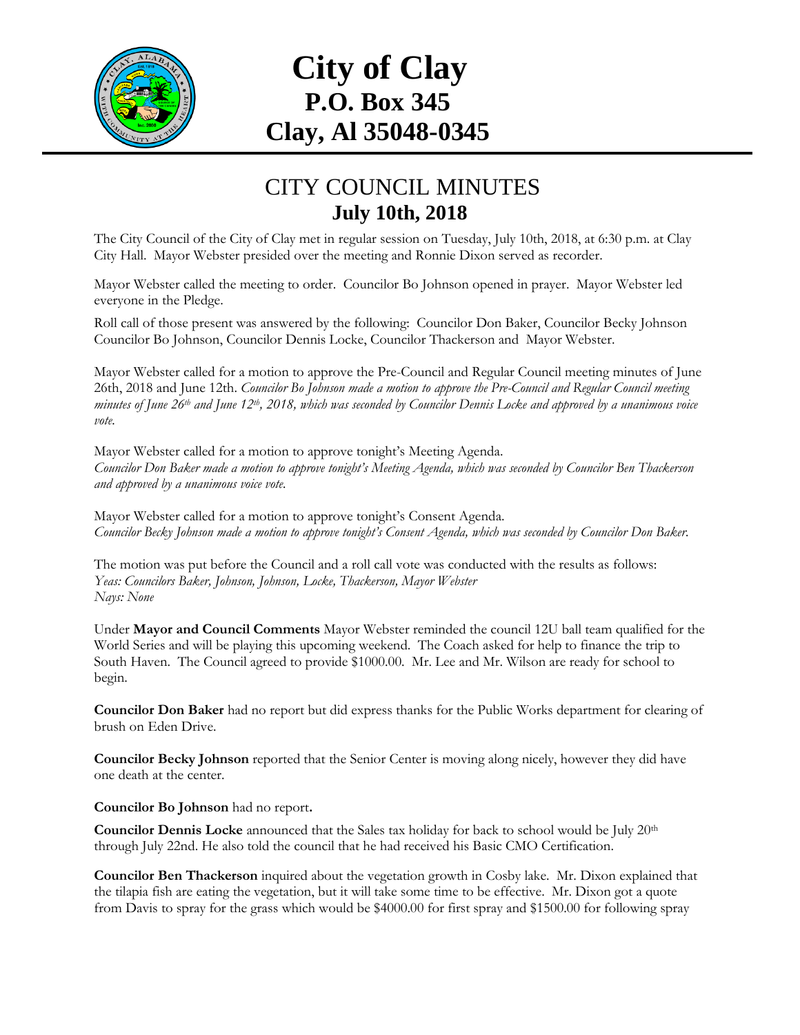# City of Clay
## P.O. Box 345
## Clay, Al 35048-0345

# CITY COUNCIL MINUTES
## July 10th, 2018

The City Council of the City of Clay met in regular session on Tuesday, July 10th, 2018, at 6:30 p.m. at Clay City Hall. Mayor Webster presided over the meeting and Ronnie Dixon served as recorder.

Mayor Webster called the meeting to order. Councilor Bo Johnson opened in prayer. Mayor Webster led everyone in the Pledge.

Roll call of those present was answered by the following: Councilor Don Baker, Councilor Becky Johnson Councilor Bo Johnson, Councilor Dennis Locke, Councilor Thackerson and Mayor Webster.

Mayor Webster called for a motion to approve the Pre-Council and Regular Council meeting minutes of June 26th, 2018 and June 12th. *Councilor Bo Johnson made a motion to approve the Pre-Council and Regular Council meeting minutes of June 26th and June 12th, 2018, which was seconded by Councilor Dennis Locke and approved by a unanimous voice vote.*

Mayor Webster called for a motion to approve tonight's Meeting Agenda.
*Councilor Don Baker made a motion to approve tonight's Meeting Agenda, which was seconded by Councilor Ben Thackerson and approved by a unanimous voice vote.*

Mayor Webster called for a motion to approve tonight's Consent Agenda.
*Councilor Becky Johnson made a motion to approve tonight's Consent Agenda, which was seconded by Councilor Don Baker.*

The motion was put before the Council and a roll call vote was conducted with the results as follows:
*Yeas: Councilors Baker, Johnson, Johnson, Locke, Thackerson, Mayor Webster*
*Nays: None*

Under **Mayor and Council Comments** Mayor Webster reminded the council 12U ball team qualified for the World Series and will be playing this upcoming weekend. The Coach asked for help to finance the trip to South Haven. The Council agreed to provide $1000.00. Mr. Lee and Mr. Wilson are ready for school to begin.

**Councilor Don Baker** had no report but did express thanks for the Public Works department for clearing of brush on Eden Drive.

**Councilor Becky Johnson** reported that the Senior Center is moving along nicely, however they did have one death at the center.

**Councilor Bo Johnson** had no report**.**

**Councilor Dennis Locke** announced that the Sales tax holiday for back to school would be July 20th through July 22nd. He also told the council that he had received his Basic CMO Certification.

**Councilor Ben Thackerson** inquired about the vegetation growth in Cosby lake. Mr. Dixon explained that the tilapia fish are eating the vegetation, but it will take some time to be effective. Mr. Dixon got a quote from Davis to spray for the grass which would be $4000.00 for first spray and $1500.00 for following spray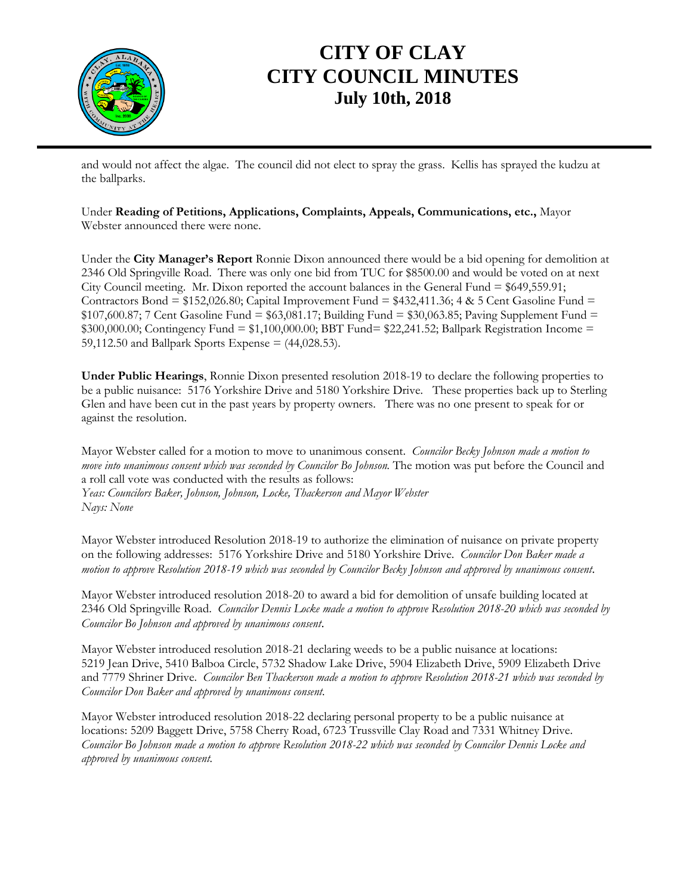and would not affect the algae. The council did not elect to spray the grass. Kellis has sprayed the kudzu at the ballparks.

Under **Reading of Petitions, Applications, Complaints, Appeals, Communications, etc.,** Mayor Webster announced there were none.

Under the **City Manager's Report** Ronnie Dixon announced there would be a bid opening for demolition at 2346 Old Springville Road. There was only one bid from TUC for $8500.00 and would be voted on at next City Council meeting. Mr. Dixon reported the account balances in the General Fund = $649,559.91; Contractors Bond = $152,026.80; Capital Improvement Fund = $432,411.36; 4 & 5 Cent Gasoline Fund = $107,600.87; 7 Cent Gasoline Fund = $63,081.17; Building Fund = $30,063.85; Paving Supplement Fund = $300,000.00; Contingency Fund = $1,100,000.00; BBT Fund= $22,241.52; Ballpark Registration Income = 59,112.50 and Ballpark Sports Expense = (44,028.53).

**Under Public Hearings**, Ronnie Dixon presented resolution 2018-19 to declare the following properties to be a public nuisance: 5176 Yorkshire Drive and 5180 Yorkshire Drive. These properties back up to Sterling Glen and have been cut in the past years by property owners. There was no one present to speak for or against the resolution.

Mayor Webster called for a motion to move to unanimous consent. *Councilor Becky Johnson made a motion to move into unanimous consent which was seconded by Councilor Bo Johnson.* The motion was put before the Council and a roll call vote was conducted with the results as follows:
*Yeas: Councilors Baker, Johnson, Johnson, Locke, Thackerson and Mayor Webster*
*Nays: None*

Mayor Webster introduced Resolution 2018-19 to authorize the elimination of nuisance on private property on the following addresses: 5176 Yorkshire Drive and 5180 Yorkshire Drive. *Councilor Don Baker made a motion to approve Resolution 2018-19 which was seconded by Councilor Becky Johnson and approved by unanimous consent.*

Mayor Webster introduced resolution 2018-20 to award a bid for demolition of unsafe building located at 2346 Old Springville Road. *Councilor Dennis Locke made a motion to approve Resolution 2018-20 which was seconded by Councilor Bo Johnson and approved by unanimous consent.*

Mayor Webster introduced resolution 2018-21 declaring weeds to be a public nuisance at locations: 5219 Jean Drive, 5410 Balboa Circle, 5732 Shadow Lake Drive, 5904 Elizabeth Drive, 5909 Elizabeth Drive and 7779 Shriner Drive. *Councilor Ben Thackerson made a motion to approve Resolution 2018-21 which was seconded by Councilor Don Baker and approved by unanimous consent.*

Mayor Webster introduced resolution 2018-22 declaring personal property to be a public nuisance at locations: 5209 Baggett Drive, 5758 Cherry Road, 6723 Trussville Clay Road and 7331 Whitney Drive. *Councilor Bo Johnson made a motion to approve Resolution 2018-22 which was seconded by Councilor Dennis Locke and approved by unanimous consent.*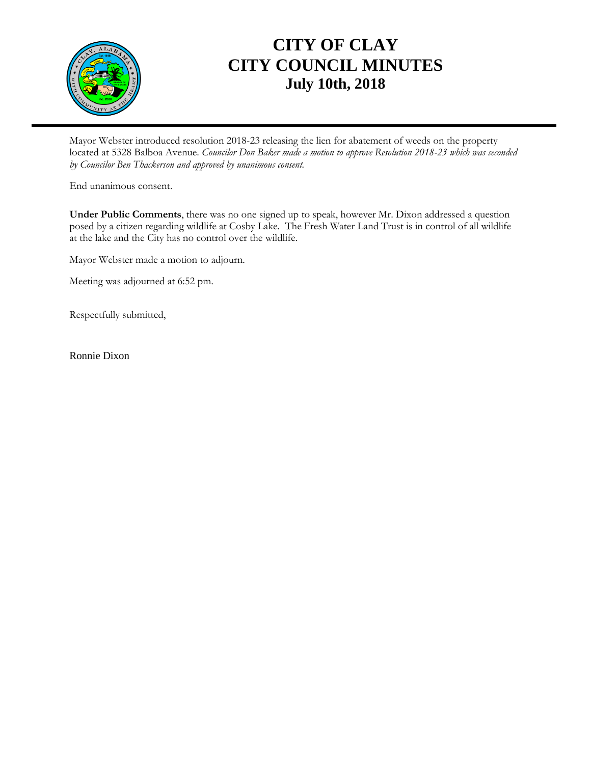# CITY OF CLAY
# CITY COUNCIL MINUTES
## July 10th, 2018

Mayor Webster introduced resolution 2018-23 releasing the lien for abatement of weeds on the property located at 5328 Balboa Avenue. *Councilor Don Baker made a motion to approve Resolution 2018-23 which was seconded by Councilor Ben Thackerson and approved by unanimous consent.*

End unanimous consent.

**Under Public Comments**, there was no one signed up to speak, however Mr. Dixon addressed a question posed by a citizen regarding wildlife at Cosby Lake. The Fresh Water Land Trust is in control of all wildlife at the lake and the City has no control over the wildlife.

Mayor Webster made a motion to adjourn.

Meeting was adjourned at 6:52 pm.

Respectfully submitted,

Ronnie Dixon